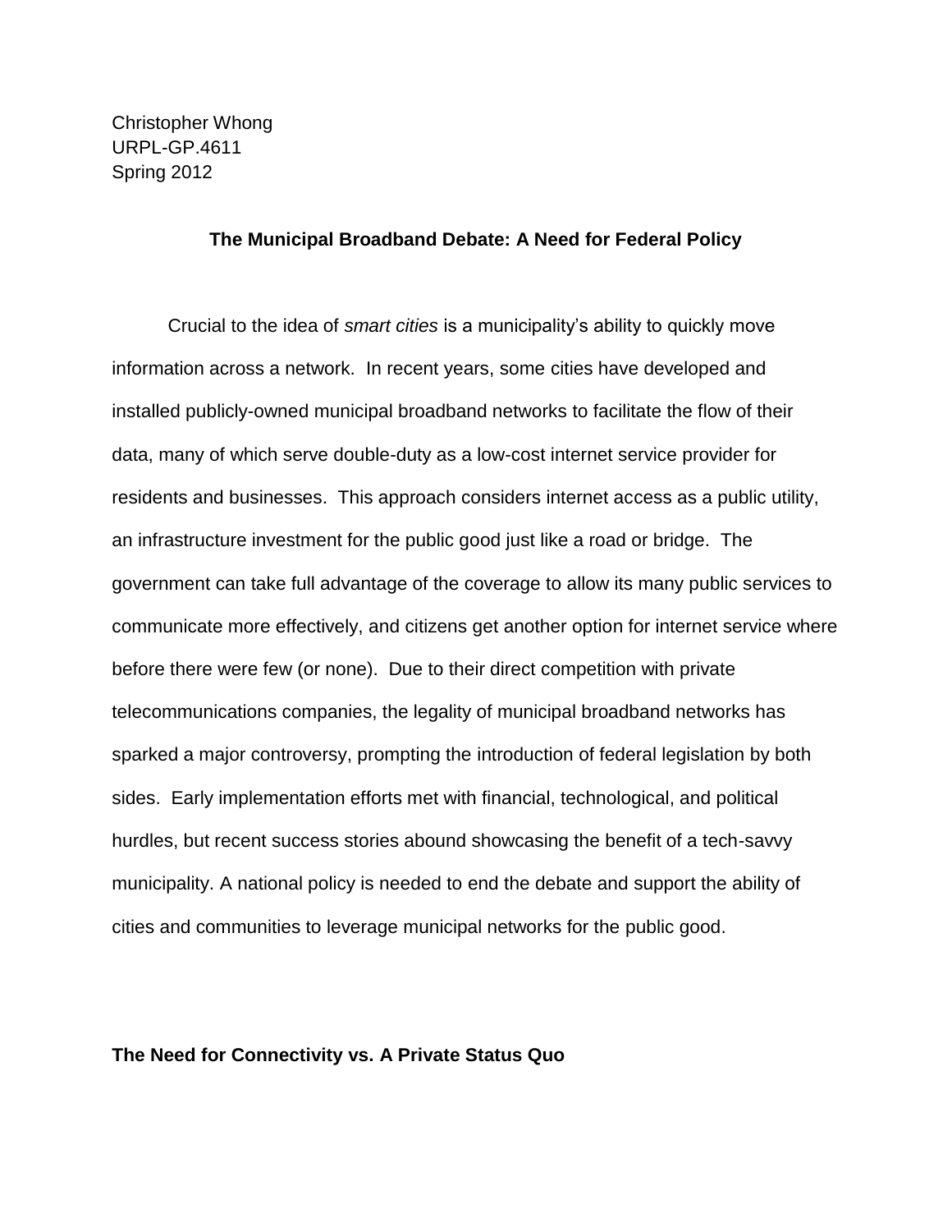Christopher Whong
URPL-GP.4611
Spring 2012

# The Municipal Broadband Debate: A Need for Federal Policy

Crucial to the idea of *smart cities* is a municipality's ability to quickly move information across a network. In recent years, some cities have developed and installed publicly-owned municipal broadband networks to facilitate the flow of their data, many of which serve double-duty as a low-cost internet service provider for residents and businesses. This approach considers internet access as a public utility, an infrastructure investment for the public good just like a road or bridge. The government can take full advantage of the coverage to allow its many public services to communicate more effectively, and citizens get another option for internet service where before there were few (or none). Due to their direct competition with private telecommunications companies, the legality of municipal broadband networks has sparked a major controversy, prompting the introduction of federal legislation by both sides. Early implementation efforts met with financial, technological, and political hurdles, but recent success stories abound showcasing the benefit of a tech-savvy municipality. A national policy is needed to end the debate and support the ability of cities and communities to leverage municipal networks for the public good.

## The Need for Connectivity vs. A Private Status Quo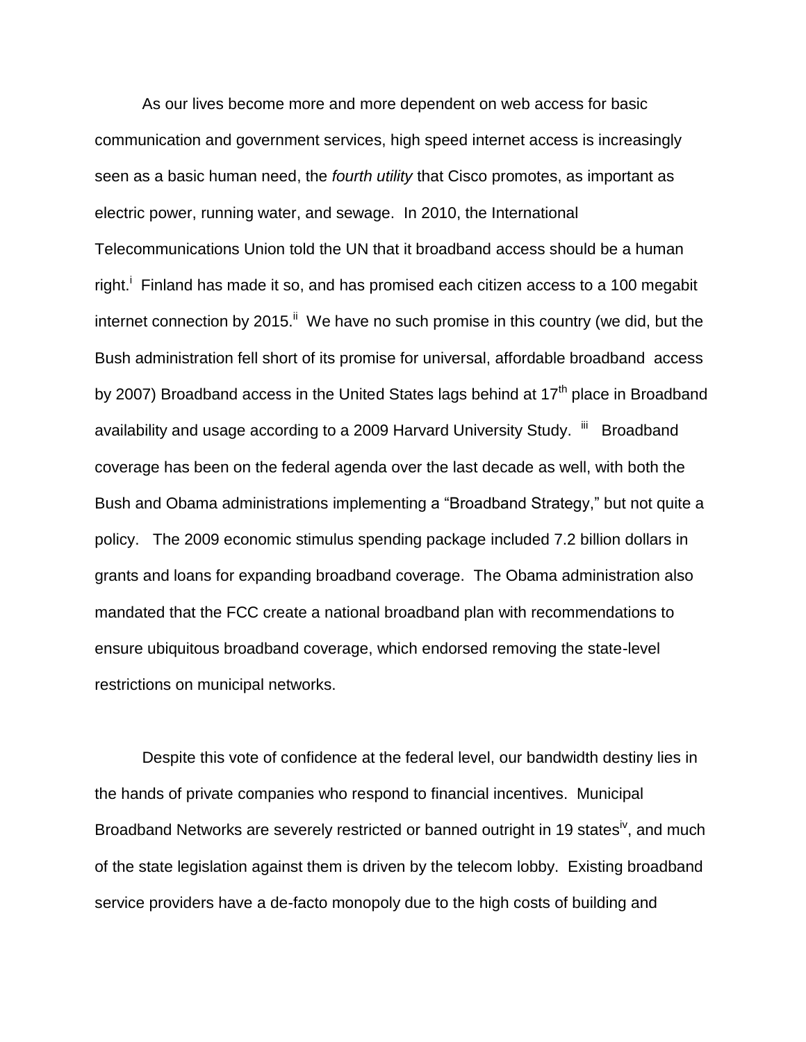As our lives become more and more dependent on web access for basic communication and government services, high speed internet access is increasingly seen as a basic human need, the *fourth utility* that Cisco promotes, as important as electric power, running water, and sewage. In 2010, the International Telecommunications Union told the UN that it broadband access should be a human right.[i] Finland has made it so, and has promised each citizen access to a 100 megabit internet connection by 2015.[ii] We have no such promise in this country (we did, but the Bush administration fell short of its promise for universal, affordable broadband access by 2007) Broadband access in the United States lags behind at 17th place in Broadband availability and usage according to a 2009 Harvard University Study. [iii] Broadband coverage has been on the federal agenda over the last decade as well, with both the Bush and Obama administrations implementing a "Broadband Strategy," but not quite a policy. The 2009 economic stimulus spending package included 7.2 billion dollars in grants and loans for expanding broadband coverage. The Obama administration also mandated that the FCC create a national broadband plan with recommendations to ensure ubiquitous broadband coverage, which endorsed removing the state-level restrictions on municipal networks.

Despite this vote of confidence at the federal level, our bandwidth destiny lies in the hands of private companies who respond to financial incentives. Municipal Broadband Networks are severely restricted or banned outright in 19 states[iv], and much of the state legislation against them is driven by the telecom lobby. Existing broadband service providers have a de-facto monopoly due to the high costs of building and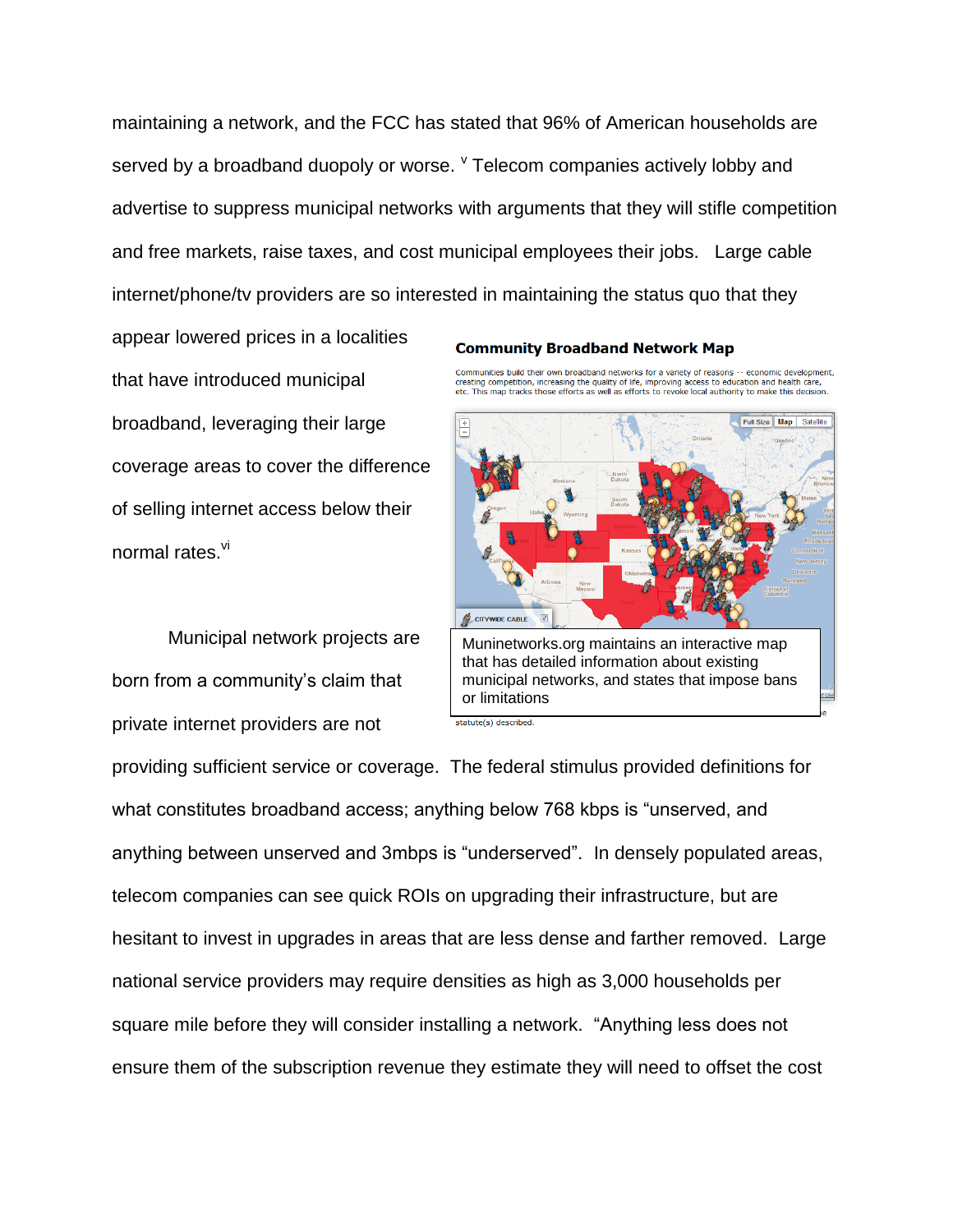maintaining a network, and the FCC has stated that 96% of American households are served by a broadband duopoly or worse. [v] Telecom companies actively lobby and advertise to suppress municipal networks with arguments that they will stifle competition and free markets, raise taxes, and cost municipal employees their jobs. Large cable internet/phone/tv providers are so interested in maintaining the status quo that they appear lowered prices in a localities that have introduced municipal broadband, leveraging their large coverage areas to cover the difference of selling internet access below their normal rates.[vi]

**Community Broadband Network Map**

Communities build their own broadband networks for a variety of reasons -- economic development, creating competition, increasing the quality of life, improving access to education and health care, etc. This map tracks those efforts as well as efforts to revoke local authority to make this decision.

Muninetworks.org maintains an interactive map that has detailed information about existing municipal networks, and states that impose bans or limitations

Municipal network projects are born from a community's claim that private internet providers are not providing sufficient service or coverage. The federal stimulus provided definitions for what constitutes broadband access; anything below 768 kbps is "unserved, and anything between unserved and 3mbps is "underserved". In densely populated areas, telecom companies can see quick ROIs on upgrading their infrastructure, but are hesitant to invest in upgrades in areas that are less dense and farther removed. Large national service providers may require densities as high as 3,000 households per square mile before they will consider installing a network. "Anything less does not ensure them of the subscription revenue they estimate they will need to offset the cost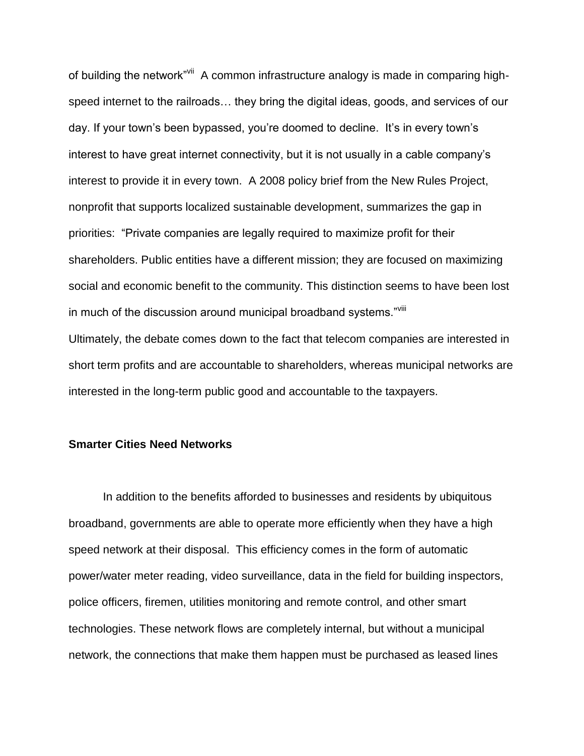of building the network"[vii] A common infrastructure analogy is made in comparing high-speed internet to the railroads… they bring the digital ideas, goods, and services of our day. If your town's been bypassed, you're doomed to decline. It's in every town's interest to have great internet connectivity, but it is not usually in a cable company's interest to provide it in every town. A 2008 policy brief from the New Rules Project, nonprofit that supports localized sustainable development, summarizes the gap in priorities: "Private companies are legally required to maximize profit for their shareholders. Public entities have a different mission; they are focused on maximizing social and economic benefit to the community. This distinction seems to have been lost in much of the discussion around municipal broadband systems."[viii]

Ultimately, the debate comes down to the fact that telecom companies are interested in short term profits and are accountable to shareholders, whereas municipal networks are interested in the long-term public good and accountable to the taxpayers.

**Smarter Cities Need Networks**

In addition to the benefits afforded to businesses and residents by ubiquitous broadband, governments are able to operate more efficiently when they have a high speed network at their disposal. This efficiency comes in the form of automatic power/water meter reading, video surveillance, data in the field for building inspectors, police officers, firemen, utilities monitoring and remote control, and other smart technologies. These network flows are completely internal, but without a municipal network, the connections that make them happen must be purchased as leased lines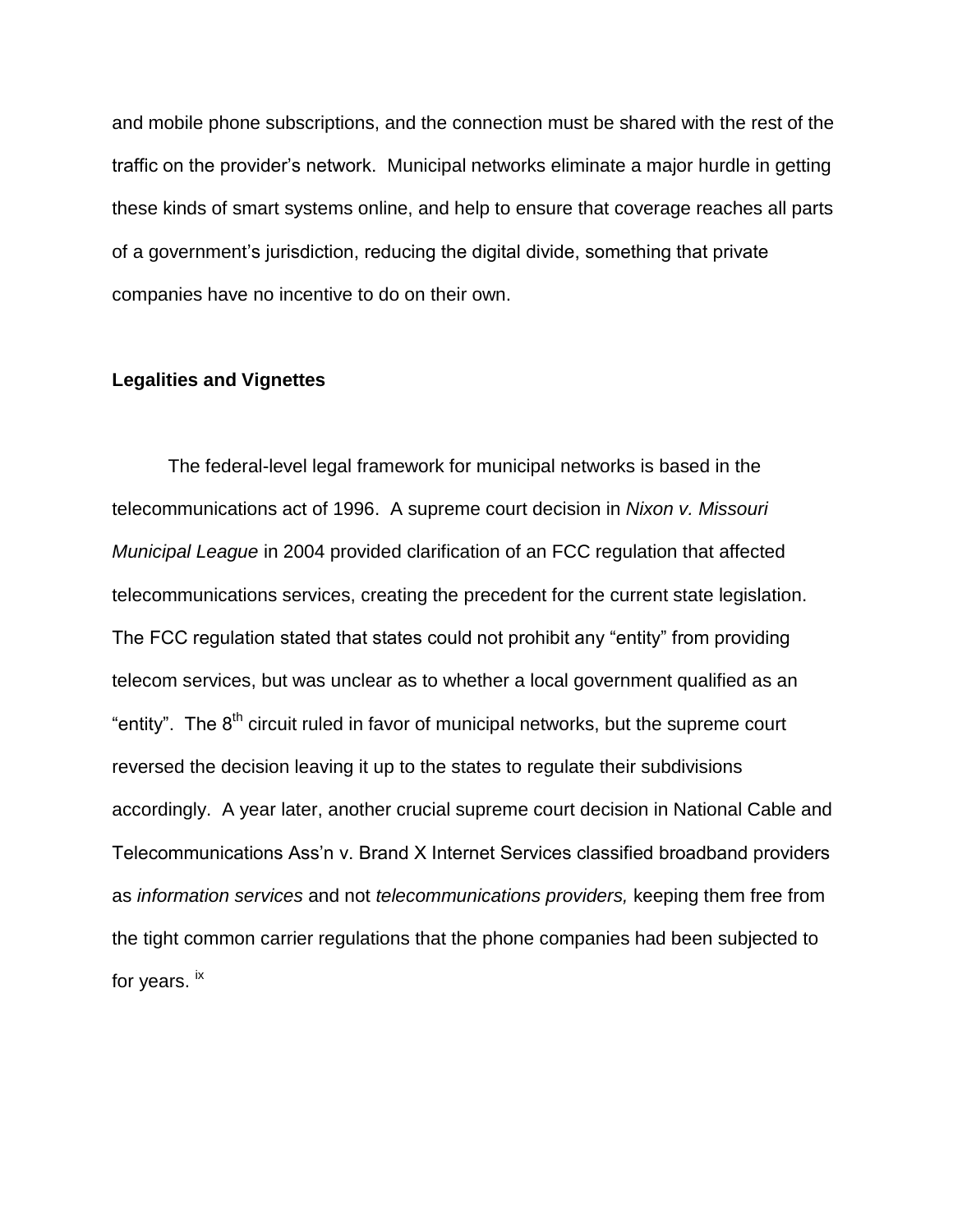and mobile phone subscriptions, and the connection must be shared with the rest of the traffic on the provider's network. Municipal networks eliminate a major hurdle in getting these kinds of smart systems online, and help to ensure that coverage reaches all parts of a government's jurisdiction, reducing the digital divide, something that private companies have no incentive to do on their own.

**Legalities and Vignettes**

The federal-level legal framework for municipal networks is based in the telecommunications act of 1996. A supreme court decision in *Nixon v. Missouri Municipal League* in 2004 provided clarification of an FCC regulation that affected telecommunications services, creating the precedent for the current state legislation. The FCC regulation stated that states could not prohibit any "entity" from providing telecom services, but was unclear as to whether a local government qualified as an "entity". The 8th circuit ruled in favor of municipal networks, but the supreme court reversed the decision leaving it up to the states to regulate their subdivisions accordingly. A year later, another crucial supreme court decision in National Cable and Telecommunications Ass'n v. Brand X Internet Services classified broadband providers as *information services* and not *telecommunications providers,* keeping them free from the tight common carrier regulations that the phone companies had been subjected to for years. [ix]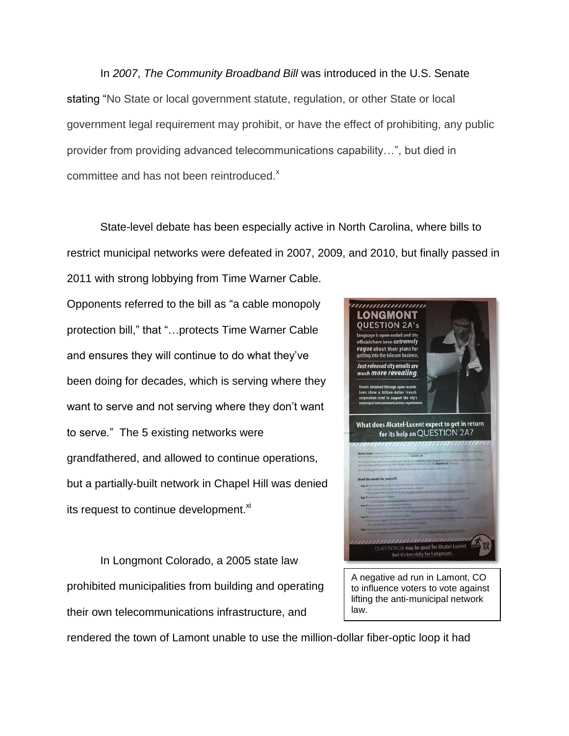In *2007*, *The Community Broadband Bill* was introduced in the U.S. Senate stating "No State or local government statute, regulation, or other State or local government legal requirement may prohibit, or have the effect of prohibiting, any public provider from providing advanced telecommunications capability…", but died in committee and has not been reintroduced.[x]

State-level debate has been especially active in North Carolina, where bills to restrict municipal networks were defeated in 2007, 2009, and 2010, but finally passed in 2011 with strong lobbying from Time Warner Cable. Opponents referred to the bill as "a cable monopoly protection bill," that "…protects Time Warner Cable and ensures they will continue to do what they've been doing for decades, which is serving where they want to serve and not serving where they don't want to serve." The 5 existing networks were grandfathered, and allowed to continue operations, but a partially-built network in Chapel Hill was denied its request to continue development.[xi]

A negative ad run in Lamont, CO to influence voters to vote against lifting the anti-municipal network law.

In Longmont Colorado, a 2005 state law prohibited municipalities from building and operating their own telecommunications infrastructure, and rendered the town of Lamont unable to use the million-dollar fiber-optic loop it had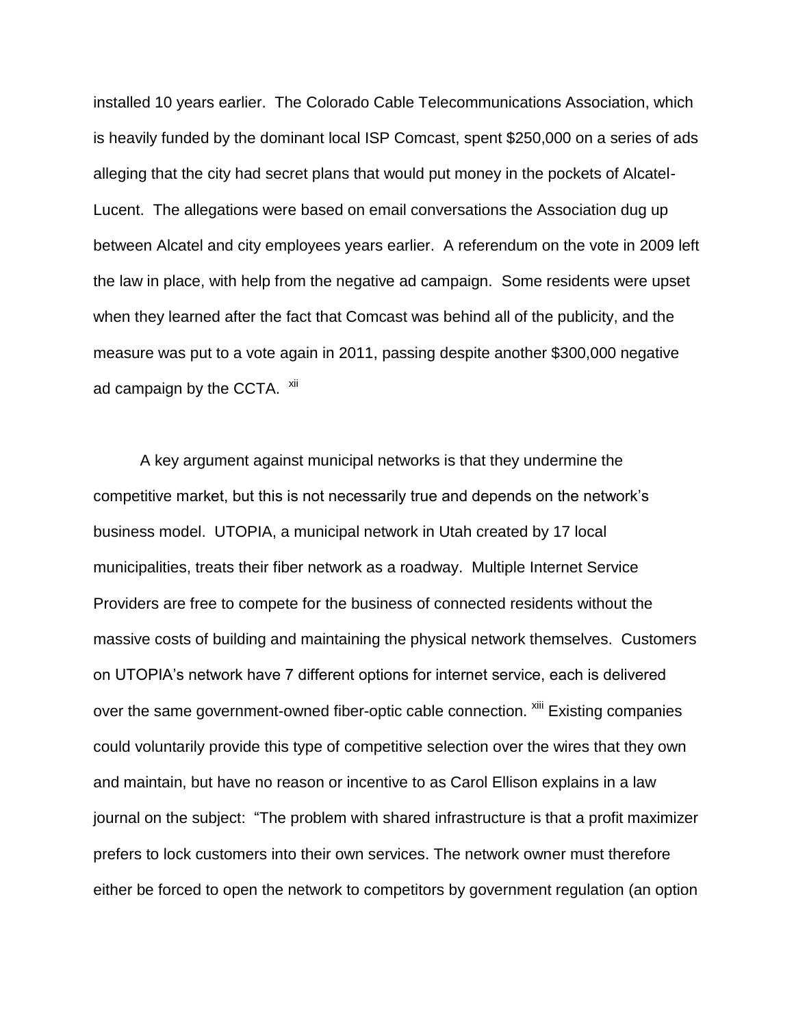installed 10 years earlier. The Colorado Cable Telecommunications Association, which is heavily funded by the dominant local ISP Comcast, spent $250,000 on a series of ads alleging that the city had secret plans that would put money in the pockets of Alcatel-Lucent. The allegations were based on email conversations the Association dug up between Alcatel and city employees years earlier. A referendum on the vote in 2009 left the law in place, with help from the negative ad campaign. Some residents were upset when they learned after the fact that Comcast was behind all of the publicity, and the measure was put to a vote again in 2011, passing despite another $300,000 negative ad campaign by the CCTA. [xii]

A key argument against municipal networks is that they undermine the competitive market, but this is not necessarily true and depends on the network's business model. UTOPIA, a municipal network in Utah created by 17 local municipalities, treats their fiber network as a roadway. Multiple Internet Service Providers are free to compete for the business of connected residents without the massive costs of building and maintaining the physical network themselves. Customers on UTOPIA's network have 7 different options for internet service, each is delivered over the same government-owned fiber-optic cable connection. [xiii] Existing companies could voluntarily provide this type of competitive selection over the wires that they own and maintain, but have no reason or incentive to as Carol Ellison explains in a law journal on the subject: "The problem with shared infrastructure is that a profit maximizer prefers to lock customers into their own services. The network owner must therefore either be forced to open the network to competitors by government regulation (an option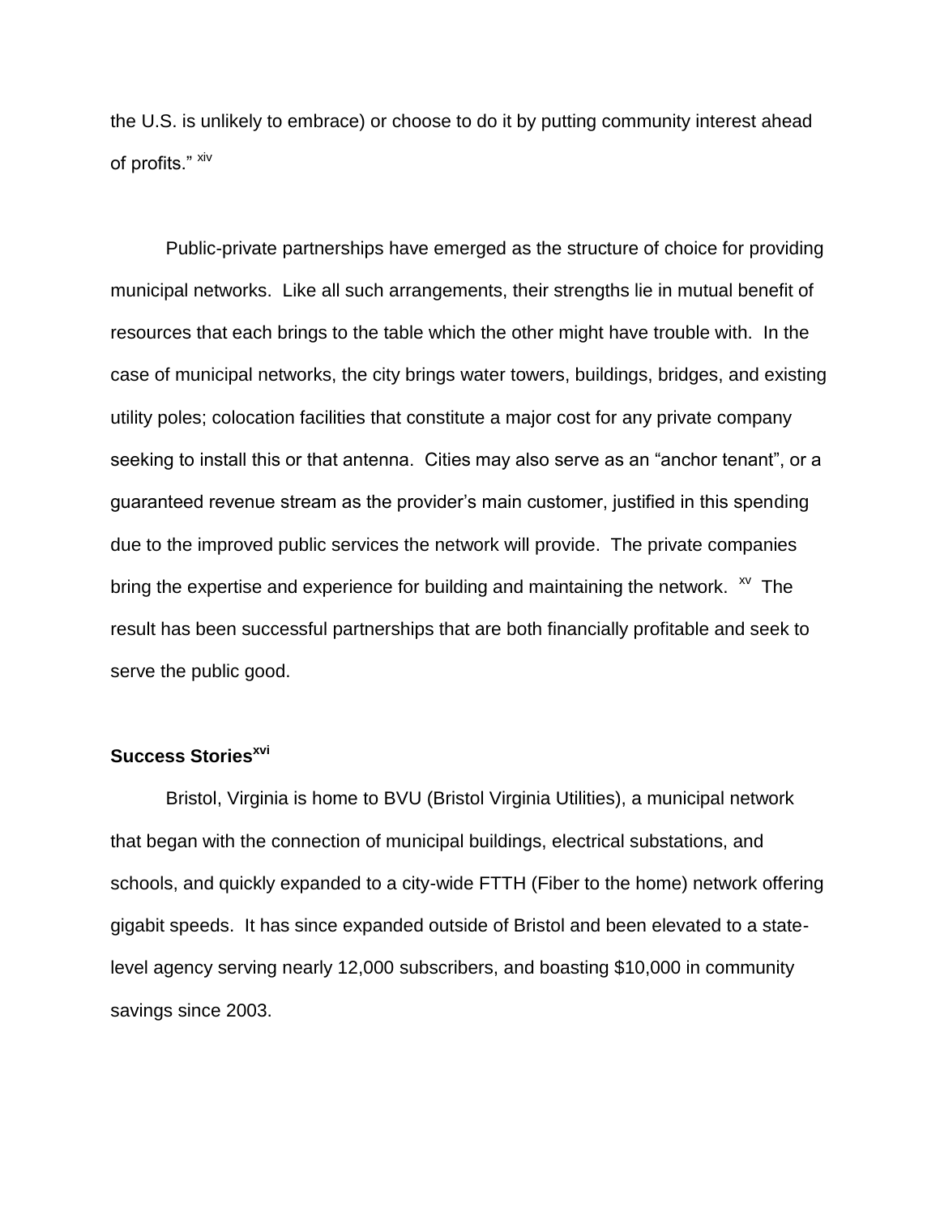the U.S. is unlikely to embrace) or choose to do it by putting community interest ahead of profits." [xiv]

Public-private partnerships have emerged as the structure of choice for providing municipal networks. Like all such arrangements, their strengths lie in mutual benefit of resources that each brings to the table which the other might have trouble with. In the case of municipal networks, the city brings water towers, buildings, bridges, and existing utility poles; colocation facilities that constitute a major cost for any private company seeking to install this or that antenna. Cities may also serve as an "anchor tenant", or a guaranteed revenue stream as the provider's main customer, justified in this spending due to the improved public services the network will provide. The private companies bring the expertise and experience for building and maintaining the network. [xv] The result has been successful partnerships that are both financially profitable and seek to serve the public good.

**Success Stories[xvi]**

Bristol, Virginia is home to BVU (Bristol Virginia Utilities), a municipal network that began with the connection of municipal buildings, electrical substations, and schools, and quickly expanded to a city-wide FTTH (Fiber to the home) network offering gigabit speeds. It has since expanded outside of Bristol and been elevated to a state-level agency serving nearly 12,000 subscribers, and boasting $10,000 in community savings since 2003.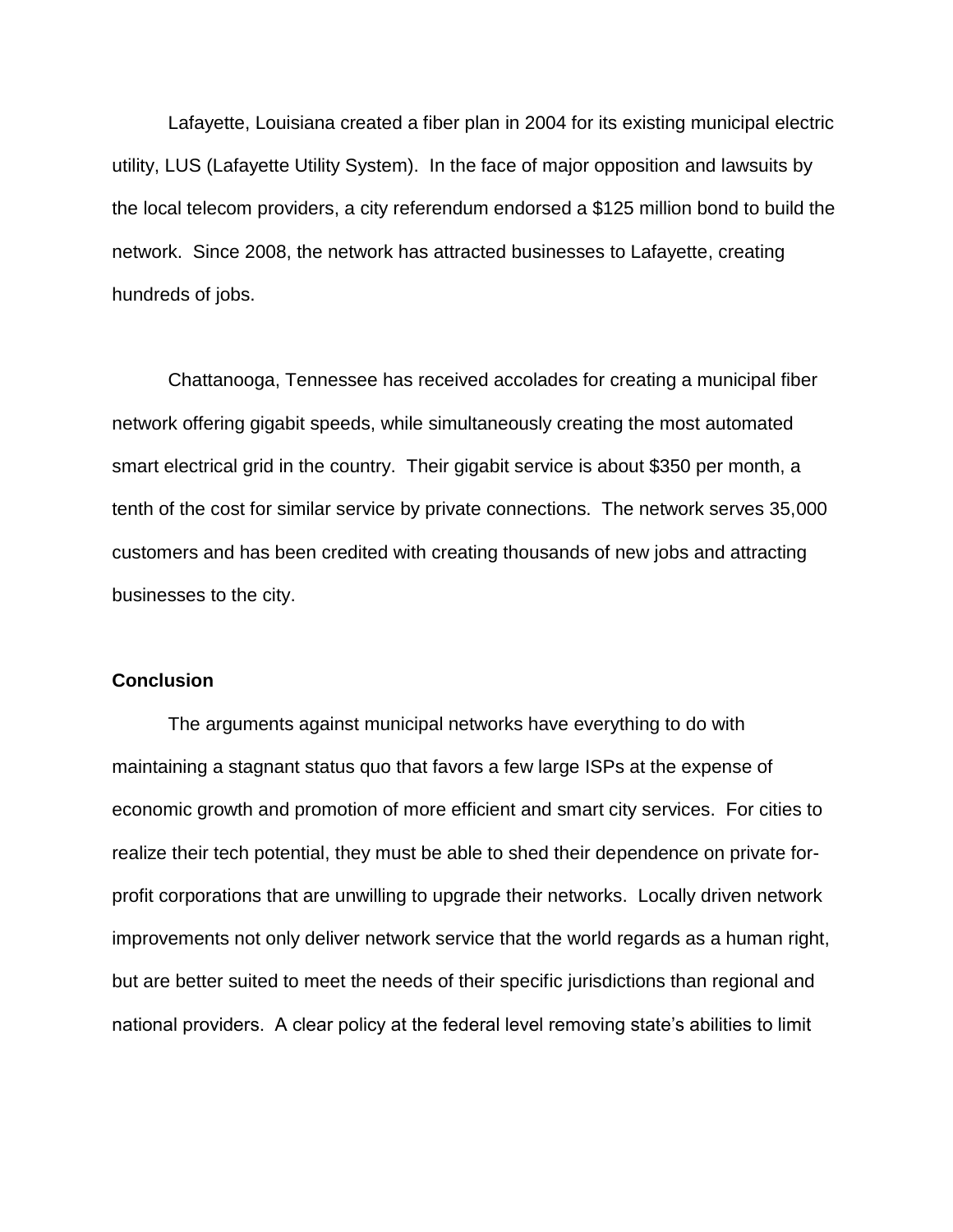Lafayette, Louisiana created a fiber plan in 2004 for its existing municipal electric utility, LUS (Lafayette Utility System). In the face of major opposition and lawsuits by the local telecom providers, a city referendum endorsed a $125 million bond to build the network. Since 2008, the network has attracted businesses to Lafayette, creating hundreds of jobs.

Chattanooga, Tennessee has received accolades for creating a municipal fiber network offering gigabit speeds, while simultaneously creating the most automated smart electrical grid in the country. Their gigabit service is about $350 per month, a tenth of the cost for similar service by private connections. The network serves 35,000 customers and has been credited with creating thousands of new jobs and attracting businesses to the city.

**Conclusion**

The arguments against municipal networks have everything to do with maintaining a stagnant status quo that favors a few large ISPs at the expense of economic growth and promotion of more efficient and smart city services. For cities to realize their tech potential, they must be able to shed their dependence on private for-profit corporations that are unwilling to upgrade their networks. Locally driven network improvements not only deliver network service that the world regards as a human right, but are better suited to meet the needs of their specific jurisdictions than regional and national providers. A clear policy at the federal level removing state's abilities to limit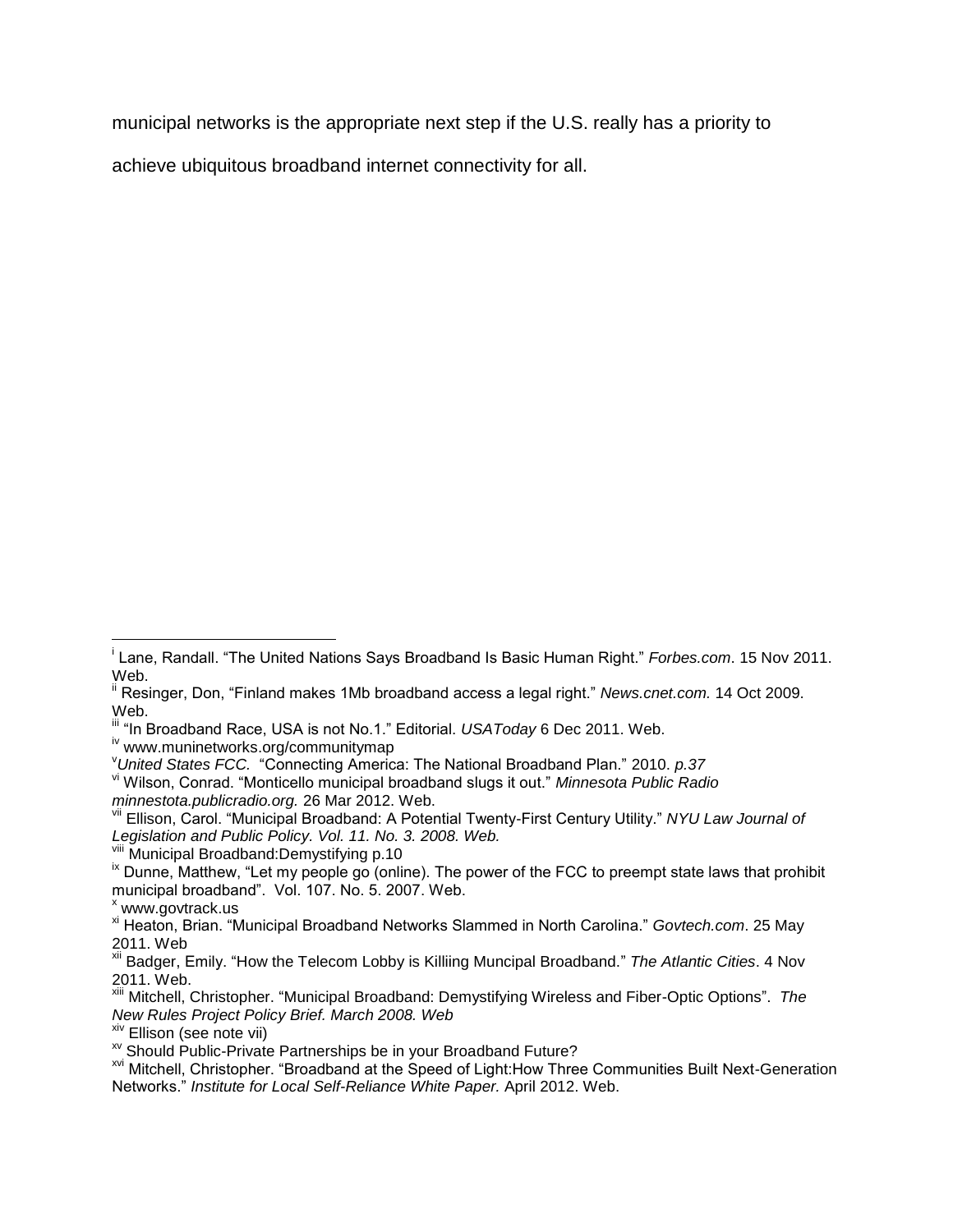municipal networks is the appropriate next step if the U.S. really has a priority to achieve ubiquitous broadband internet connectivity for all.

---

[i] Lane, Randall. "The United Nations Says Broadband Is Basic Human Right." *Forbes.com*. 15 Nov 2011. Web.

[ii] Resinger, Don, "Finland makes 1Mb broadband access a legal right." *News.cnet.com.* 14 Oct 2009. Web.

[iii] "In Broadband Race, USA is not No.1." Editorial. *USAToday* 6 Dec 2011. Web.

[iv] www.muninetworks.org/communitymap

[v] *United States FCC.* "Connecting America: The National Broadband Plan." 2010. *p.37*

[vi] Wilson, Conrad. "Monticello municipal broadband slugs it out." *Minnesota Public Radio minnestota.publicradio.org.* 26 Mar 2012. Web.

[vii] Ellison, Carol. "Municipal Broadband: A Potential Twenty-First Century Utility." *NYU Law Journal of Legislation and Public Policy. Vol. 11. No. 3. 2008. Web.*

[viii] Municipal Broadband:Demystifying p.10

[ix] Dunne, Matthew, "Let my people go (online). The power of the FCC to preempt state laws that prohibit municipal broadband". Vol. 107. No. 5. 2007. Web.

[x] www.govtrack.us

[xi] Heaton, Brian. "Municipal Broadband Networks Slammed in North Carolina." *Govtech.com*. 25 May 2011. Web

[xii] Badger, Emily. "How the Telecom Lobby is Killiing Muncipal Broadband." *The Atlantic Cities*. 4 Nov 2011. Web.

[xiii] Mitchell, Christopher. "Municipal Broadband: Demystifying Wireless and Fiber-Optic Options". *The New Rules Project Policy Brief. March 2008. Web*

[xiv] Ellison (see note vii)

[xv] Should Public-Private Partnerships be in your Broadband Future?

[xvi] Mitchell, Christopher. "Broadband at the Speed of Light:How Three Communities Built Next-Generation Networks." *Institute for Local Self-Reliance White Paper.* April 2012. Web.